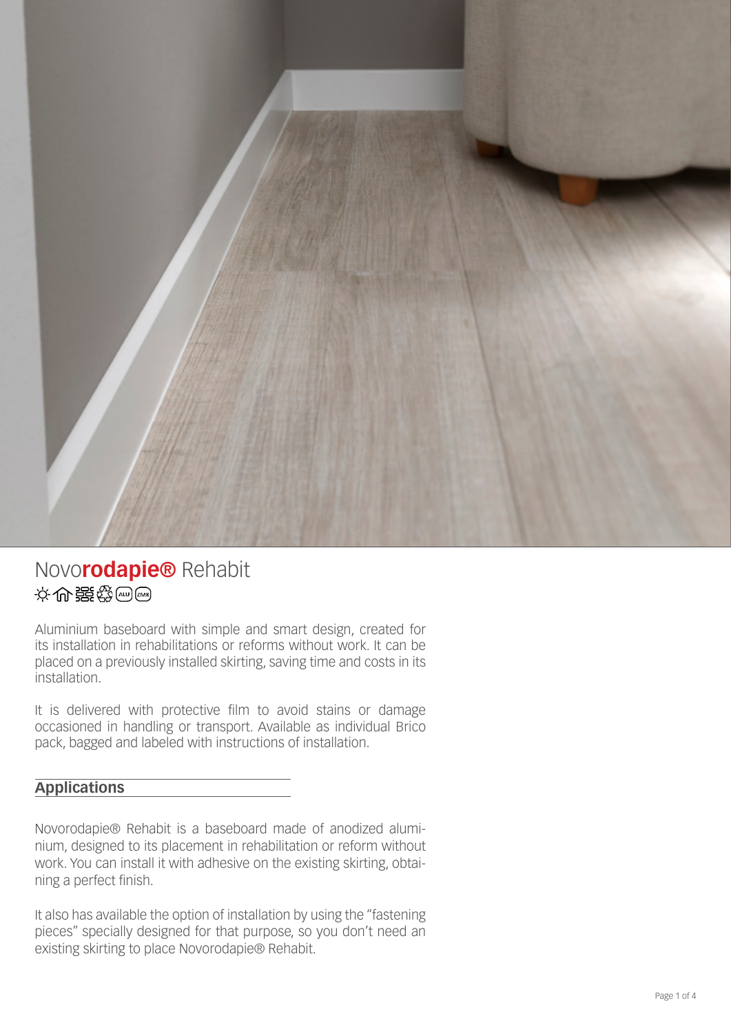# Novo**rodapie®** Rehabit

Aluminium baseboard with simple and smart design, created for its installation in rehabilitations or reforms without work. It can be placed on a previously installed skirting, saving time and costs in its installation.

It is delivered with protective film to avoid stains or damage occasioned in handling or transport. Available as individual Brico pack, bagged and labeled with instructions of installation.

## Applications

Novorodapie® Rehabit is a baseboard made of anodized aluminium, designed to its placement in rehabilitation or reform without work. You can install it with adhesive on the existing skirting, obtaining a perfect finish.

It also has available the option of installation by using the "fastening pieces" specially designed for that purpose, so you don't need an existing skirting to place Novorodapie® Rehabit.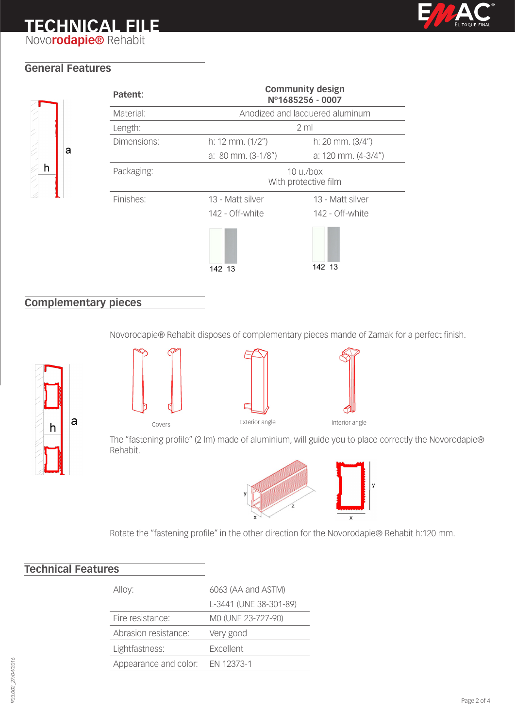# TECHNICAL FILE

Novo**rodapie®** Rehabit

## General Features

| | | |
|---|---|---|
| **Patent:** | **Community design Nº1685256 - 0007** | |
| Material: | Anodized and lacquered aluminum | |
| Length: | 2 ml | |
| Dimensions: | h: 12 mm. (1/2") | h: 20 mm. (3/4") |
| | a: 80 mm. (3-1/8") | a: 120 mm. (4-3/4") |
| Packaging: | 10 u./box With protective film | |
| Finishes: | 13 - Matt silver | 13 - Matt silver |
| | 142 - Off-white | 142 - Off-white |

142 13

142 13

## Complementary pieces

Novorodapie® Rehabit disposes of complementary pieces mande of Zamak for a perfect finish.

Covers

Exterior angle

Interior angle

The "fastening profile" (2 lm) made of aluminium, will guide you to place correctly the Novorodapie® Rehabit.

Rotate the "fastening profile" in the other direction for the Novorodapie® Rehabit h:120 mm.

## Technical Features

| | |
|---|---|
| Alloy: | 6063 (AA and ASTM) |
| | L-3441 (UNE 38-301-89) |
| Fire resistance: | M0 (UNE 23-727-90) |
| Abrasion resistance: | Very good |
| Lightfastness: | Excellent |
| Appearance and color: | EN 12373-1 |

R03.002_27/04/2016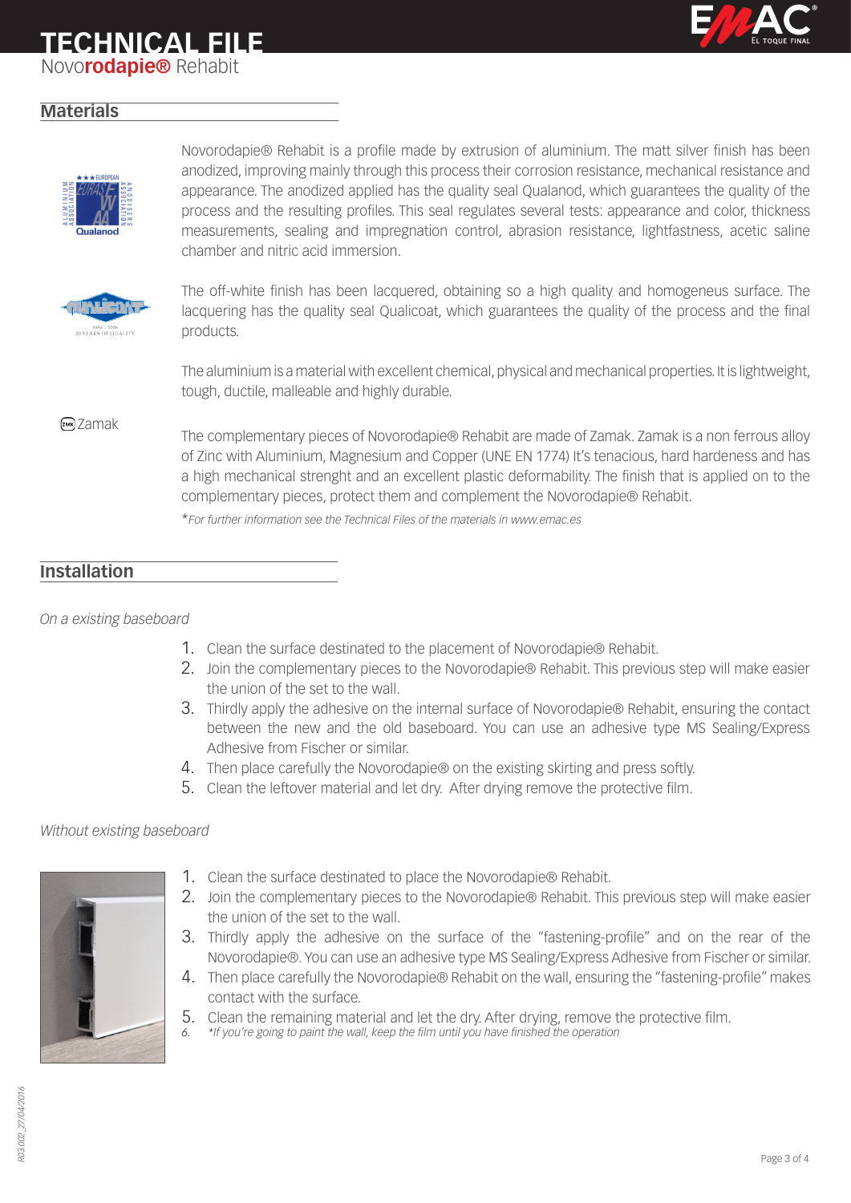# TECHNICAL FILE

Novo**rodapie®** Rehabit

## Materials

Novorodapie® Rehabit is a profile made by extrusion of aluminium. The matt silver finish has been anodized, improving mainly through this process their corrosion resistance, mechanical resistance and appearance. The anodized applied has the quality seal Qualanod, which guarantees the quality of the process and the resulting profiles. This seal regulates several tests: appearance and color, thickness measurements, sealing and impregnation control, abrasion resistance, lightfastness, acetic saline chamber and nitric acid immersion.

The off-white finish has been lacquered, obtaining so a high quality and homogeneus surface. The lacquering has the quality seal Qualicoat, which guarantees the quality of the process and the final products.

The aluminium is a material with excellent chemical, physical and mechanical properties. It is lightweight, tough, ductile, malleable and highly durable.

ZMK Zamak

The complementary pieces of Novorodapie® Rehabit are made of Zamak. Zamak is a non ferrous alloy of Zinc with Aluminium, Magnesium and Copper (UNE EN 1774) It's tenacious, hard hardeness and has a high mechanical strenght and an excellent plastic deformability. The finish that is applied on to the complementary pieces, protect them and complement the Novorodapie® Rehabit.

**For further information see the Technical Files of the materials in www.emac.es*

## Installation

*On a existing baseboard*

1. Clean the surface destinated to the placement of Novorodapie® Rehabit.
2. Join the complementary pieces to the Novorodapie® Rehabit. This previous step will make easier the union of the set to the wall.
3. Thirdly apply the adhesive on the internal surface of Novorodapie® Rehabit, ensuring the contact between the new and the old baseboard. You can use an adhesive type MS Sealing/Express Adhesive from Fischer or similar.
4. Then place carefully the Novorodapie® on the existing skirting and press softly.
5. Clean the leftover material and let dry. After drying remove the protective film.

*Without existing baseboard*

1. Clean the surface destinated to place the Novorodapie® Rehabit.
2. Join the complementary pieces to the Novorodapie® Rehabit. This previous step will make easier the union of the set to the wall.
3. Thirdly apply the adhesive on the surface of the "fastening-profile" and on the rear of the Novorodapie®. You can use an adhesive type MS Sealing/Express Adhesive from Fischer or similar.
4. Then place carefully the Novorodapie® Rehabit on the wall, ensuring the "fastening-profile" makes contact with the surface.
5. Clean the remaining material and let the dry. After drying, remove the protective film.
6. **If you're going to paint the wall, keep the film until you have finished the operation*

R03.002_27/04/2016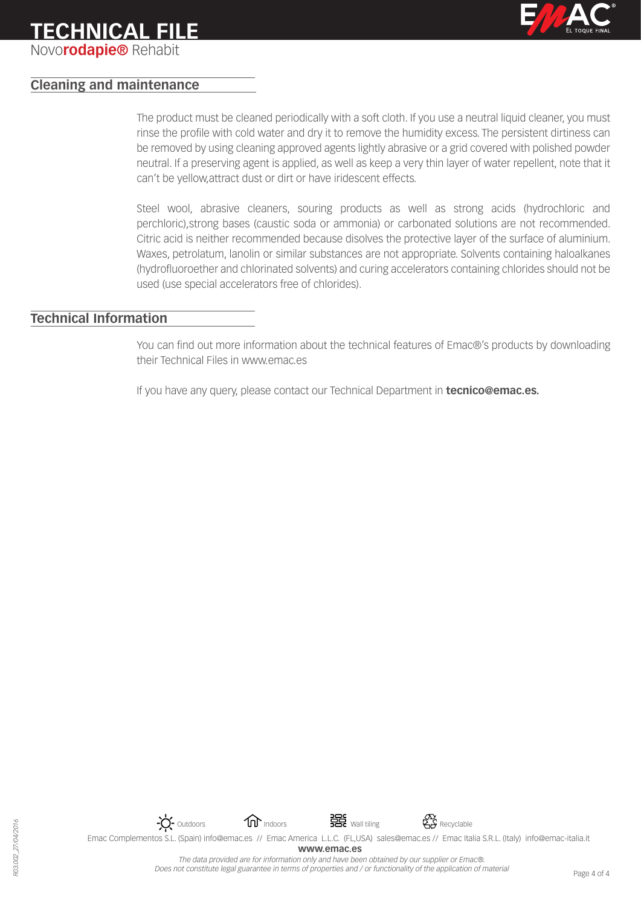## Cleaning and maintenance

The product must be cleaned periodically with a soft cloth. If you use a neutral liquid cleaner, you must rinse the profile with cold water and dry it to remove the humidity excess. The persistent dirtiness can be removed by using cleaning approved agents lightly abrasive or a grid covered with polished powder neutral. If a preserving agent is applied, as well as keep a very thin layer of water repellent, note that it can't be yellow,attract dust or dirt or have iridescent effects.

Steel wool, abrasive cleaners, souring products as well as strong acids (hydrochloric and perchloric),strong bases (caustic soda or ammonia) or carbonated solutions are not recommended. Citric acid is neither recommended because disolves the protective layer of the surface of aluminium. Waxes, petrolatum, lanolin or similar substances are not appropriate. Solvents containing haloalkanes (hydrofluoroether and chlorinated solvents) and curing accelerators containing chlorides should not be used (use special accelerators free of chlorides).

## Technical Information

You can find out more information about the technical features of Emac®'s products by downloading their Technical Files in www.emac.es

If you have any query, please contact our Technical Department in **tecnico@emac.es.**